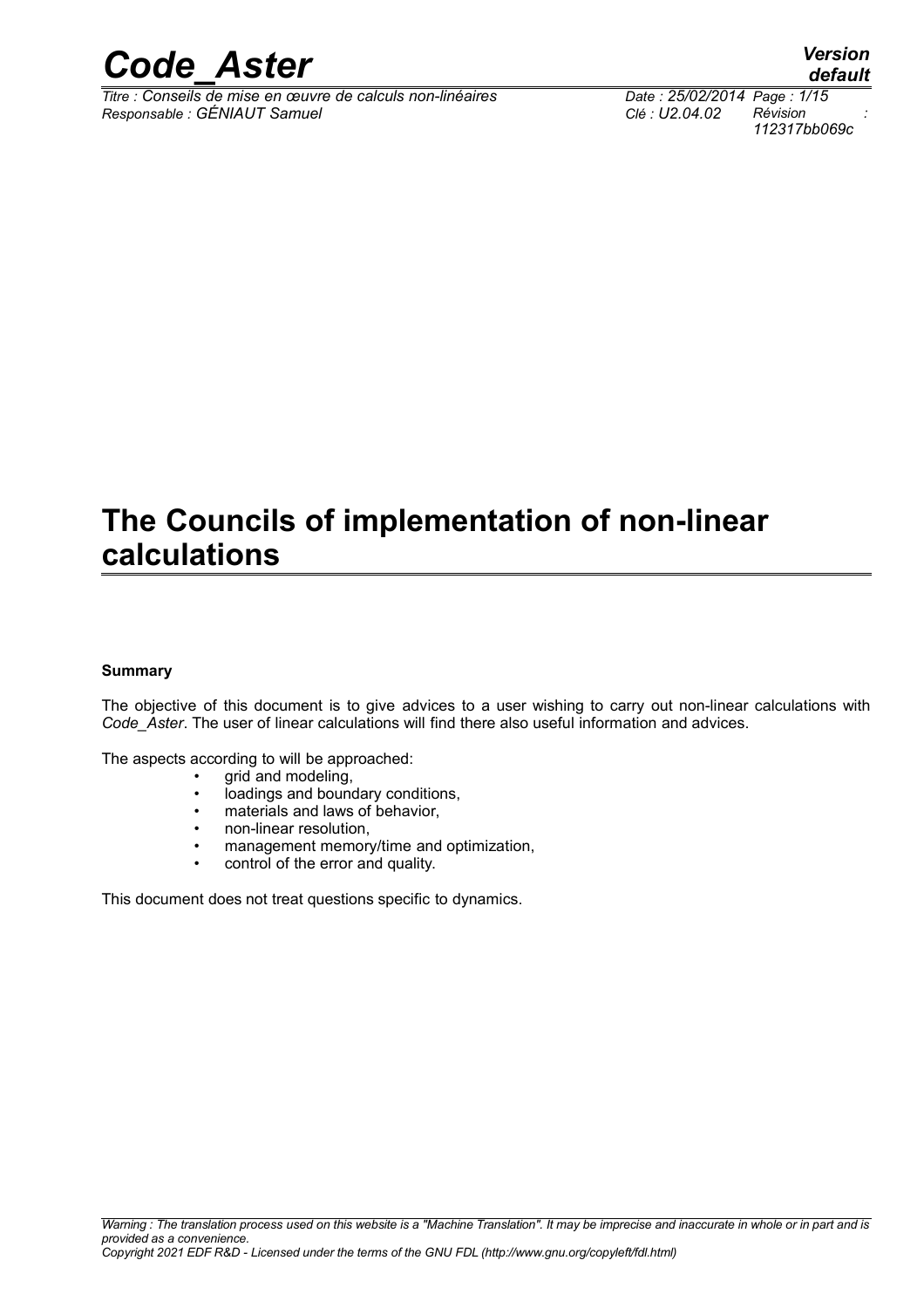# The Councils of implementation of non-linear calculations

**Summary**

The objective of this document is to give advices to a user wishing to carry out non-linear calculations with *Code_Aster*. The user of linear calculations will find there also useful information and advices.

The aspects according to will be approached:

- grid and modeling,
- loadings and boundary conditions,
- materials and laws of behavior,
- non-linear resolution,
- management memory/time and optimization,
- control of the error and quality.

This document does not treat questions specific to dynamics.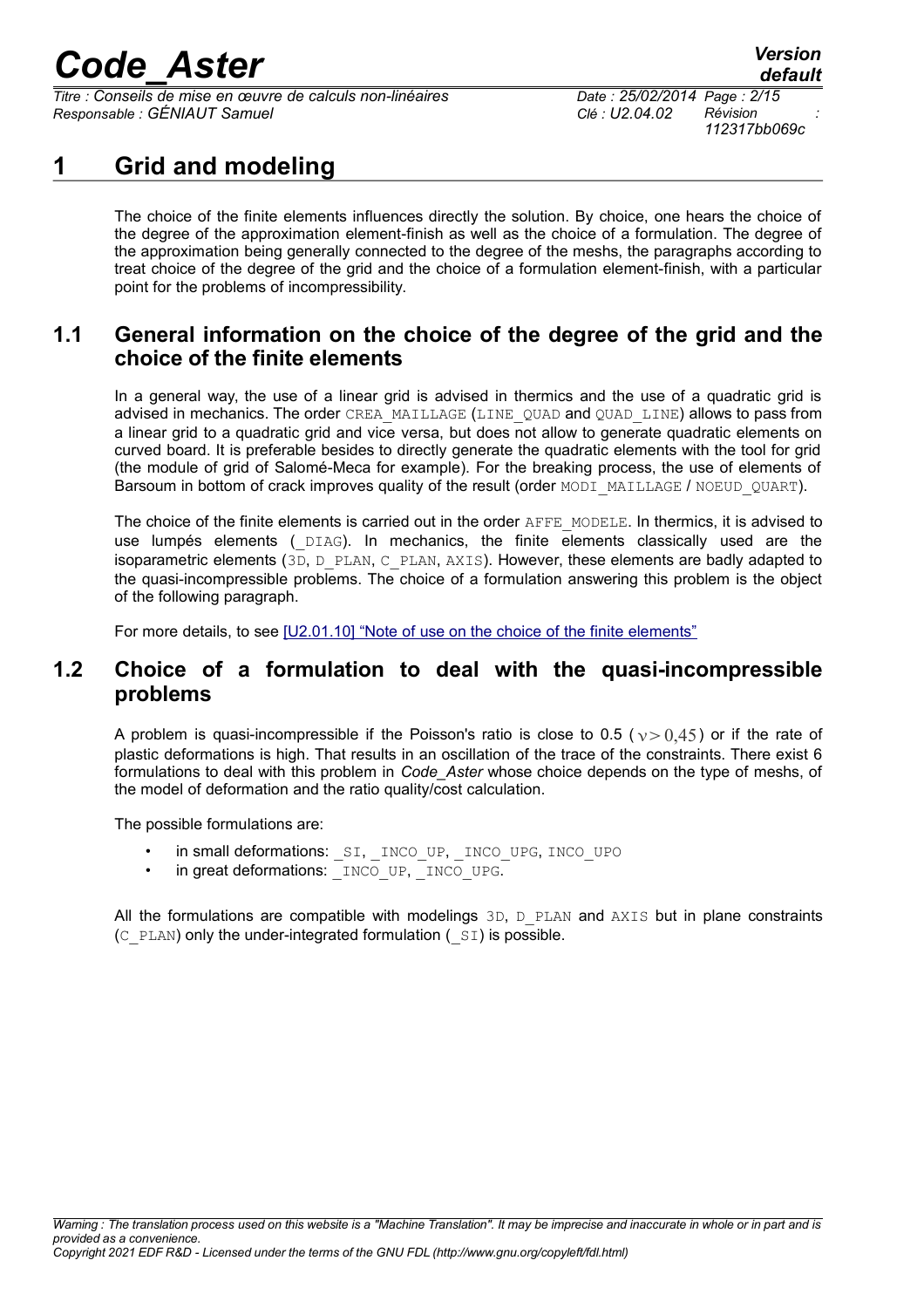# 1 Grid and modeling

The choice of the finite elements influences directly the solution. By choice, one hears the choice of the degree of the approximation element-finish as well as the choice of a formulation. The degree of the approximation being generally connected to the degree of the meshs, the paragraphs according to treat choice of the degree of the grid and the choice of a formulation element-finish, with a particular point for the problems of incompressibility.

## 1.1 General information on the choice of the degree of the grid and the choice of the finite elements

In a general way, the use of a linear grid is advised in thermics and the use of a quadratic grid is advised in mechanics. The order `CREA_MAILLAGE` (`LINE_QUAD` and `QUAD_LINE`) allows to pass from a linear grid to a quadratic grid and vice versa, but does not allow to generate quadratic elements on curved board. It is preferable besides to directly generate the quadratic elements with the tool for grid (the module of grid of Salomé-Meca for example). For the breaking process, the use of elements of Barsoum in bottom of crack improves quality of the result (order `MODI_MAILLAGE` / `NOEUD_QUART`).

The choice of the finite elements is carried out in the order `AFFE_MODELE`. In thermics, it is advised to use lumpés elements (`_DIAG`). In mechanics, the finite elements classically used are the isoparametric elements (`3D`, `D_PLAN`, `C_PLAN`, `AXIS`). However, these elements are badly adapted to the quasi-incompressible problems. The choice of a formulation answering this problem is the object of the following paragraph.

For more details, to see [U2.01.10] "Note of use on the choice of the finite elements"

## 1.2 Choice of a formulation to deal with the quasi-incompressible problems

A problem is quasi-incompressible if the Poisson's ratio is close to 0.5 ($\nu > 0{,}45$) or if the rate of plastic deformations is high. That results in an oscillation of the trace of the constraints. There exist 6 formulations to deal with this problem in *Code_Aster* whose choice depends on the type of meshs, of the model of deformation and the ratio quality/cost calculation.

The possible formulations are:

- in small deformations: `_SI`, `_INCO_UP`, `_INCO_UPG`, `INCO_UPO`
- in great deformations: `_INCO_UP`, `_INCO_UPG`.

All the formulations are compatible with modelings `3D`, `D_PLAN` and `AXIS` but in plane constraints (`C_PLAN`) only the under-integrated formulation (`_SI`) is possible.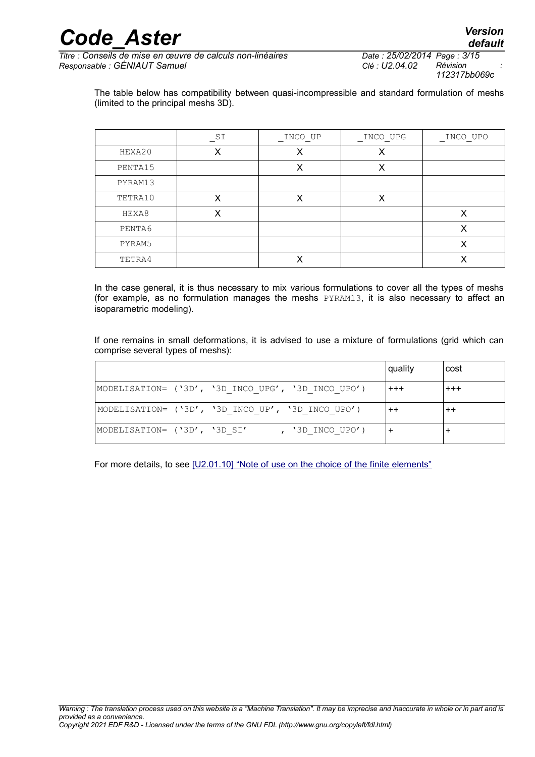The table below has compatibility between quasi-incompressible and standard formulation of meshs (limited to the principal meshs 3D).

| | _SI | _INCO_UP | _INCO_UPG | _INCO_UPO |
|---|---|---|---|---|
| HEXA20 | X | X | X | |
| PENTA15 | | X | X | |
| PYRAM13 | | | | |
| TETRA10 | X | X | X | |
| HEXA8 | X | | | X |
| PENTA6 | | | | X |
| PYRAM5 | | | | X |
| TETRA4 | | X | | X |

In the case general, it is thus necessary to mix various formulations to cover all the types of meshs (for example, as no formulation manages the meshs PYRAM13, it is also necessary to affect an isoparametric modeling).

If one remains in small deformations, it is advised to use a mixture of formulations (grid which can comprise several types of meshs):

| | quality | cost |
|---|---|---|
| MODELISATION= ('3D', '3D_INCO_UPG', '3D_INCO_UPO') | +++ | +++ |
| MODELISATION= ('3D', '3D_INCO_UP', '3D_INCO_UPO') | ++ | ++ |
| MODELISATION= ('3D', '3D_SI' , '3D_INCO_UPO') | + | + |

For more details, to see [U2.01.10] "Note of use on the choice of the finite elements"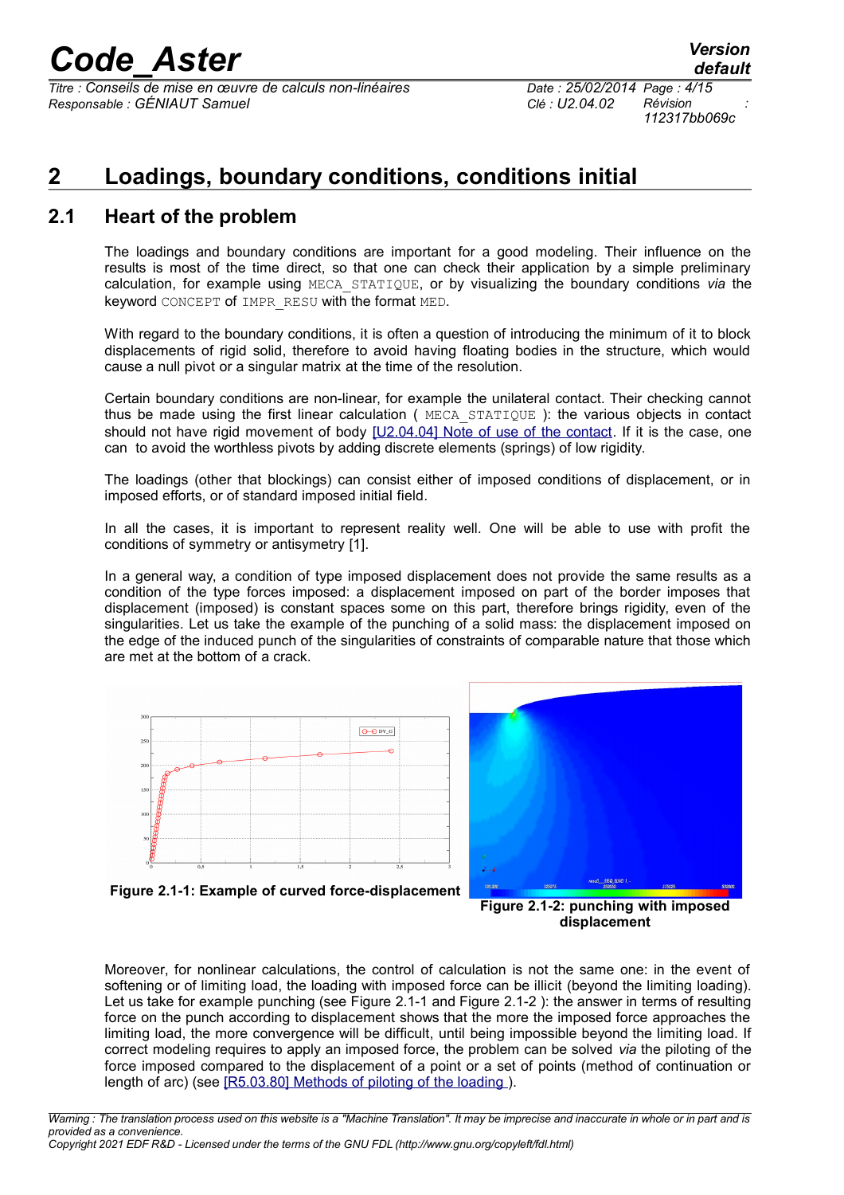# 2 Loadings, boundary conditions, conditions initial

## 2.1 Heart of the problem

The loadings and boundary conditions are important for a good modeling. Their influence on the results is most of the time direct, so that one can check their application by a simple preliminary calculation, for example using MECA_STATIQUE, or by visualizing the boundary conditions *via* the keyword CONCEPT of IMPR_RESU with the format MED.

With regard to the boundary conditions, it is often a question of introducing the minimum of it to block displacements of rigid solid, therefore to avoid having floating bodies in the structure, which would cause a null pivot or a singular matrix at the time of the resolution.

Certain boundary conditions are non-linear, for example the unilateral contact. Their checking cannot thus be made using the first linear calculation ( MECA_STATIQUE ): the various objects in contact should not have rigid movement of body [U2.04.04] Note of use of the contact. If it is the case, one can to avoid the worthless pivots by adding discrete elements (springs) of low rigidity.

The loadings (other that blockings) can consist either of imposed conditions of displacement, or in imposed efforts, or of standard imposed initial field.

In all the cases, it is important to represent reality well. One will be able to use with profit the conditions of symmetry or antisymetry [1].

In a general way, a condition of type imposed displacement does not provide the same results as a condition of the type forces imposed: a displacement imposed on part of the border imposes that displacement (imposed) is constant spaces some on this part, therefore brings rigidity, even of the singularities. Let us take the example of the punching of a solid mass: the displacement imposed on the edge of the induced punch of the singularities of constraints of comparable nature that those which are met at the bottom of a crack.

**Figure 2.1-1: Example of curved force-displacement**

**Figure 2.1-2: punching with imposed displacement**

Moreover, for nonlinear calculations, the control of calculation is not the same one: in the event of softening or of limiting load, the loading with imposed force can be illicit (beyond the limiting loading). Let us take for example punching (see Figure 2.1-1 and Figure 2.1-2 ): the answer in terms of resulting force on the punch according to displacement shows that the more the imposed force approaches the limiting load, the more convergence will be difficult, until being impossible beyond the limiting load. If correct modeling requires to apply an imposed force, the problem can be solved *via* the piloting of the force imposed compared to the displacement of a point or a set of points (method of continuation or length of arc) (see [R5.03.80] Methods of piloting of the loading ).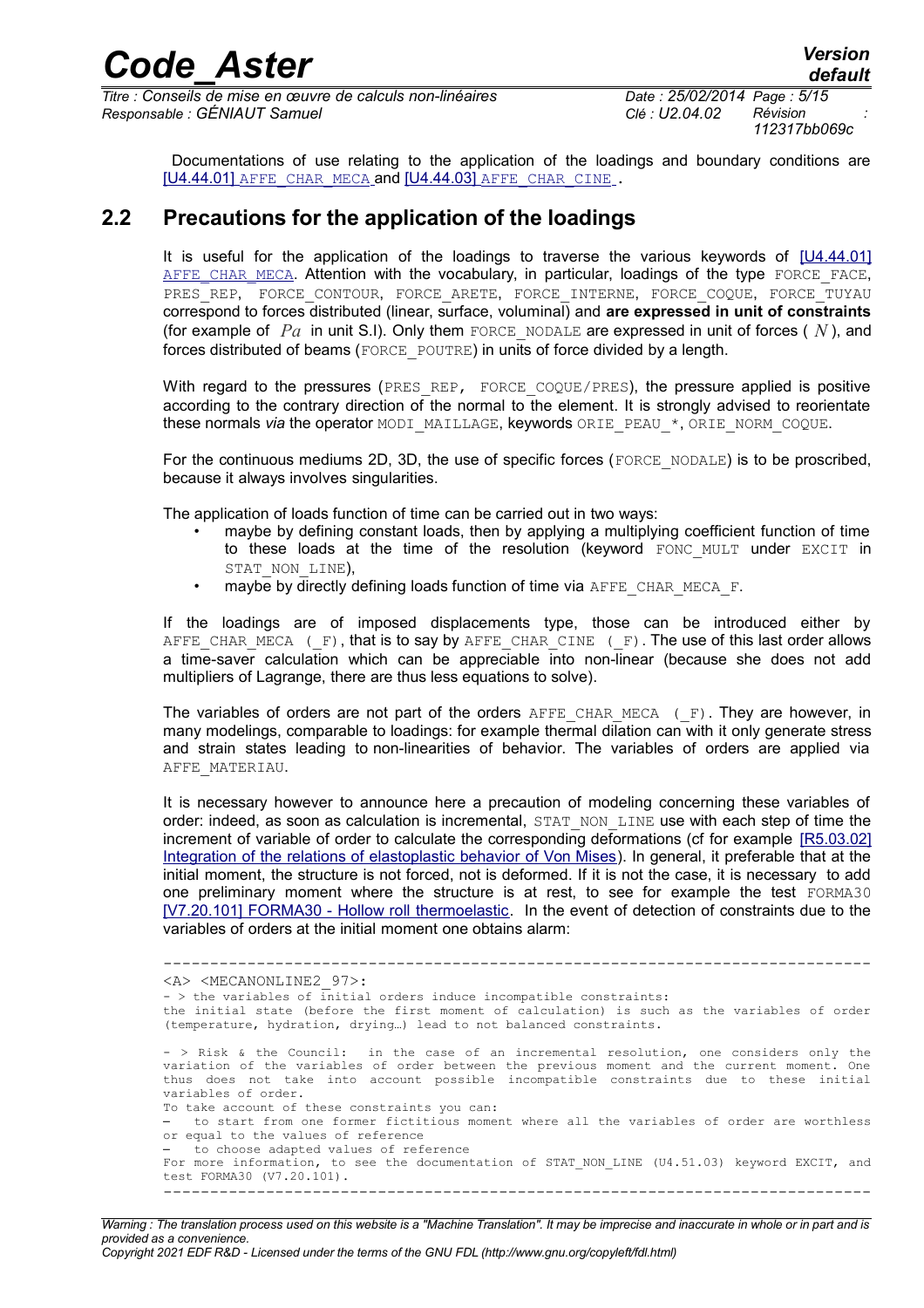Documentations of use relating to the application of the loadings and boundary conditions are [U4.44.01] AFFE_CHAR_MECA and [U4.44.03] AFFE_CHAR_CINE .

## 2.2 Precautions for the application of the loadings

It is useful for the application of the loadings to traverse the various keywords of [U4.44.01] AFFE_CHAR_MECA. Attention with the vocabulary, in particular, loadings of the type FORCE_FACE, PRES_REP, FORCE_CONTOUR, FORCE_ARETE, FORCE_INTERNE, FORCE_COQUE, FORCE_TUYAU correspond to forces distributed (linear, surface, voluminal) and **are expressed in unit of constraints** (for example of $Pa$ in unit S.I). Only them FORCE_NODALE are expressed in unit of forces ( $N$ ), and forces distributed of beams (FORCE_POUTRE) in units of force divided by a length.

With regard to the pressures (PRES_REP, FORCE_COQUE/PRES), the pressure applied is positive according to the contrary direction of the normal to the element. It is strongly advised to reorientate these normals *via* the operator MODI_MAILLAGE, keywords ORIE_PEAU_*, ORIE_NORM_COQUE.

For the continuous mediums 2D, 3D, the use of specific forces (FORCE_NODALE) is to be proscribed, because it always involves singularities.

The application of loads function of time can be carried out in two ways:

- maybe by defining constant loads, then by applying a multiplying coefficient function of time to these loads at the time of the resolution (keyword FONC_MULT under EXCIT in STAT_NON_LINE),
- maybe by directly defining loads function of time via AFFE_CHAR_MECA_F.

If the loadings are of imposed displacements type, those can be introduced either by AFFE_CHAR_MECA (_F), that is to say by AFFE_CHAR_CINE (_F). The use of this last order allows a time-saver calculation which can be appreciable into non-linear (because she does not add multipliers of Lagrange, there are thus less equations to solve).

The variables of orders are not part of the orders AFFE_CHAR_MECA (_F). They are however, in many modelings, comparable to loadings: for example thermal dilation can with it only generate stress and strain states leading to non-linearities of behavior. The variables of orders are applied via AFFE_MATERIAU.

It is necessary however to announce here a precaution of modeling concerning these variables of order: indeed, as soon as calculation is incremental, STAT_NON_LINE use with each step of time the increment of variable of order to calculate the corresponding deformations (cf for example [R5.03.02] Integration of the relations of elastoplastic behavior of Von Mises). In general, it preferable that at the initial moment, the structure is not forced, not is deformed. If it is not the case, it is necessary to add one preliminary moment where the structure is at rest, to see for example the test FORMA30 [V7.20.101] FORMA30 - Hollow roll thermoelastic. In the event of detection of constraints due to the variables of orders at the initial moment one obtains alarm:

```
----------------------------------------------------------------------------
<A> <MECANONLINE2_97>:
- > the variables of initial orders induce incompatible constraints:
the initial state (before the first moment of calculation) is such as the variables of order
(temperature, hydration, drying…) lead to not balanced constraints.

- > Risk & the Council:  in the case of an incremental resolution, one considers only the
variation of the variables of order between the previous moment and the current moment. One
thus does not take into account possible incompatible constraints due to these initial
variables of order.
To take account of these constraints you can:
–  to start from one former fictitious moment where all the variables of order are worthless
or equal to the values of reference
–  to choose adapted values of reference
For more information, to see the documentation of STAT_NON_LINE (U4.51.03) keyword EXCIT, and
test FORMA30 (V7.20.101).
----------------------------------------------------------------------------
```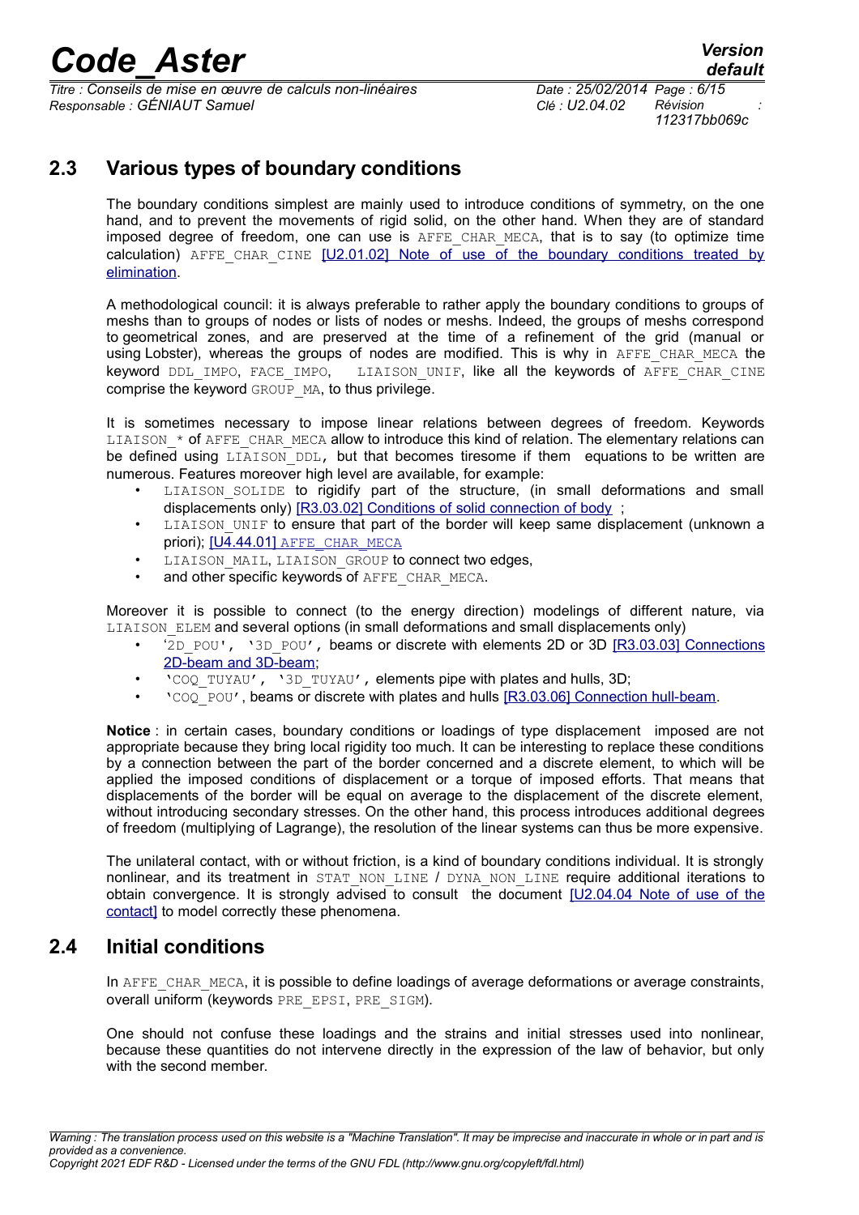## 2.3 Various types of boundary conditions

The boundary conditions simplest are mainly used to introduce conditions of symmetry, on the one hand, and to prevent the movements of rigid solid, on the other hand. When they are of standard imposed degree of freedom, one can use is AFFE_CHAR_MECA, that is to say (to optimize time calculation) AFFE_CHAR_CINE [U2.01.02] Note of use of the boundary conditions treated by elimination.

A methodological council: it is always preferable to rather apply the boundary conditions to groups of meshs than to groups of nodes or lists of nodes or meshs. Indeed, the groups of meshs correspond to geometrical zones, and are preserved at the time of a refinement of the grid (manual or using Lobster), whereas the groups of nodes are modified. This is why in AFFE_CHAR_MECA the keyword DDL_IMPO, FACE_IMPO, LIAISON_UNIF, like all the keywords of AFFE_CHAR_CINE comprise the keyword GROUP_MA, to thus privilege.

It is sometimes necessary to impose linear relations between degrees of freedom. Keywords LIAISON_* of AFFE_CHAR_MECA allow to introduce this kind of relation. The elementary relations can be defined using LIAISON_DDL, but that becomes tiresome if them equations to be written are numerous. Features moreover high level are available, for example:

- LIAISON_SOLIDE to rigidify part of the structure, (in small deformations and small displacements only) [R3.03.02] Conditions of solid connection of body ;
- LIAISON_UNIF to ensure that part of the border will keep same displacement (unknown a priori); [U4.44.01] AFFE_CHAR_MECA
- LIAISON_MAIL, LIAISON_GROUP to connect two edges,
- and other specific keywords of AFFE_CHAR_MECA.

Moreover it is possible to connect (to the energy direction) modelings of different nature, via LIAISON_ELEM and several options (in small deformations and small displacements only)

- '2D_POU', '3D_POU', beams or discrete with elements 2D or 3D [R3.03.03] Connections 2D-beam and 3D-beam;
- 'COQ_TUYAU', '3D_TUYAU', elements pipe with plates and hulls, 3D;
- 'COQ_POU', beams or discrete with plates and hulls [R3.03.06] Connection hull-beam.

**Notice** : in certain cases, boundary conditions or loadings of type displacement imposed are not appropriate because they bring local rigidity too much. It can be interesting to replace these conditions by a connection between the part of the border concerned and a discrete element, to which will be applied the imposed conditions of displacement or a torque of imposed efforts. That means that displacements of the border will be equal on average to the displacement of the discrete element, without introducing secondary stresses. On the other hand, this process introduces additional degrees of freedom (multiplying of Lagrange), the resolution of the linear systems can thus be more expensive.

The unilateral contact, with or without friction, is a kind of boundary conditions individual. It is strongly nonlinear, and its treatment in STAT_NON_LINE / DYNA_NON_LINE require additional iterations to obtain convergence. It is strongly advised to consult the document [U2.04.04 Note of use of the contact] to model correctly these phenomena.

## 2.4 Initial conditions

In AFFE_CHAR_MECA, it is possible to define loadings of average deformations or average constraints, overall uniform (keywords PRE_EPSI, PRE_SIGM).

One should not confuse these loadings and the strains and initial stresses used into nonlinear, because these quantities do not intervene directly in the expression of the law of behavior, but only with the second member.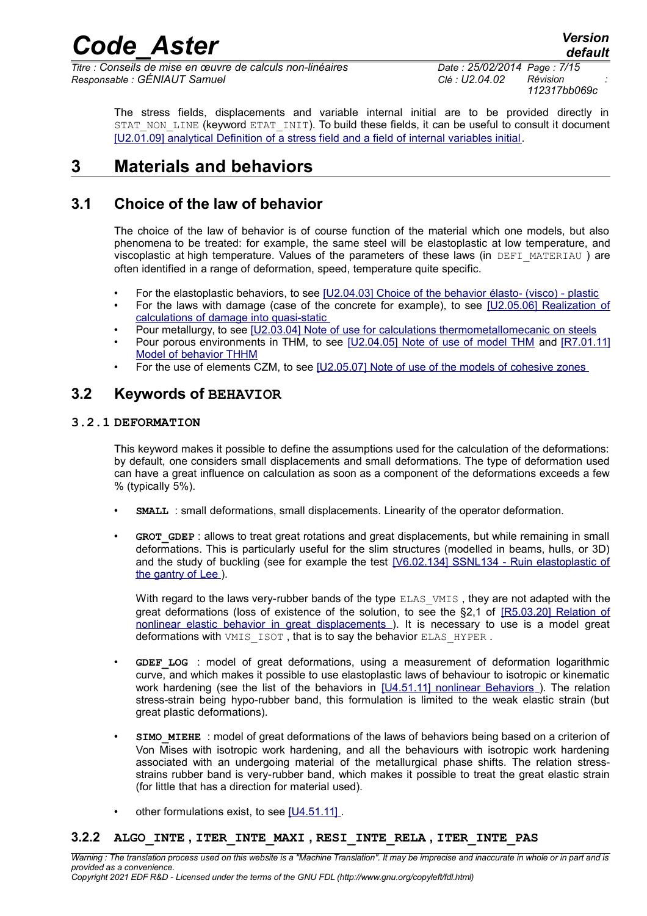The stress fields, displacements and variable internal initial are to be provided directly in STAT_NON_LINE (keyword ETAT_INIT). To build these fields, it can be useful to consult it document [U2.01.09] analytical Definition of a stress field and a field of internal variables initial.

# 3 Materials and behaviors

## 3.1 Choice of the law of behavior

The choice of the law of behavior is of course function of the material which one models, but also phenomena to be treated: for example, the same steel will be elastoplastic at low temperature, and viscoplastic at high temperature. Values of the parameters of these laws (in DEFI_MATERIAU ) are often identified in a range of deformation, speed, temperature quite specific.

- For the elastoplastic behaviors, to see [U2.04.03] Choice of the behavior élasto- (visco) - plastic
- For the laws with damage (case of the concrete for example), to see [U2.05.06] Realization of calculations of damage into quasi-static
- Pour metallurgy, to see [U2.03.04] Note of use for calculations thermometallomecanic on steels
- Pour porous environments in THM, to see [U2.04.05] Note of use of model THM and [R7.01.11] Model of behavior THHM
- For the use of elements CZM, to see [U2.05.07] Note of use of the models of cohesive zones

## 3.2 Keywords of BEHAVIOR

### 3.2.1 DEFORMATION

This keyword makes it possible to define the assumptions used for the calculation of the deformations: by default, one considers small displacements and small deformations. The type of deformation used can have a great influence on calculation as soon as a component of the deformations exceeds a few % (typically 5%).

- **SMALL** : small deformations, small displacements. Linearity of the operator deformation.

- **GROT_GDEP** : allows to treat great rotations and great displacements, but while remaining in small deformations. This is particularly useful for the slim structures (modelled in beams, hulls, or 3D) and the study of buckling (see for example the test [V6.02.134] SSNL134 - Ruin elastoplastic of the gantry of Lee ).

  With regard to the laws very-rubber bands of the type ELAS_VMIS , they are not adapted with the great deformations (loss of existence of the solution, to see the §2,1 of [R5.03.20] Relation of nonlinear elastic behavior in great displacements ). It is necessary to use is a model great deformations with VMIS_ISOT , that is to say the behavior ELAS_HYPER .

- **GDEF_LOG** : model of great deformations, using a measurement of deformation logarithmic curve, and which makes it possible to use elastoplastic laws of behaviour to isotropic or kinematic work hardening (see the list of the behaviors in [U4.51.11] nonlinear Behaviors ). The relation stress-strain being hypo-rubber band, this formulation is limited to the weak elastic strain (but great plastic deformations).

- **SIMO_MIEHE** : model of great deformations of the laws of behaviors being based on a criterion of Von Mises with isotropic work hardening, and all the behaviours with isotropic work hardening associated with an undergoing material of the metallurgical phase shifts. The relation stress-strains rubber band is very-rubber band, which makes it possible to treat the great elastic strain (for little that has a direction for material used).

- other formulations exist, to see [U4.51.11] .

### 3.2.2 ALGO_INTE , ITER_INTE_MAXI , RESI_INTE_RELA , ITER_INTE_PAS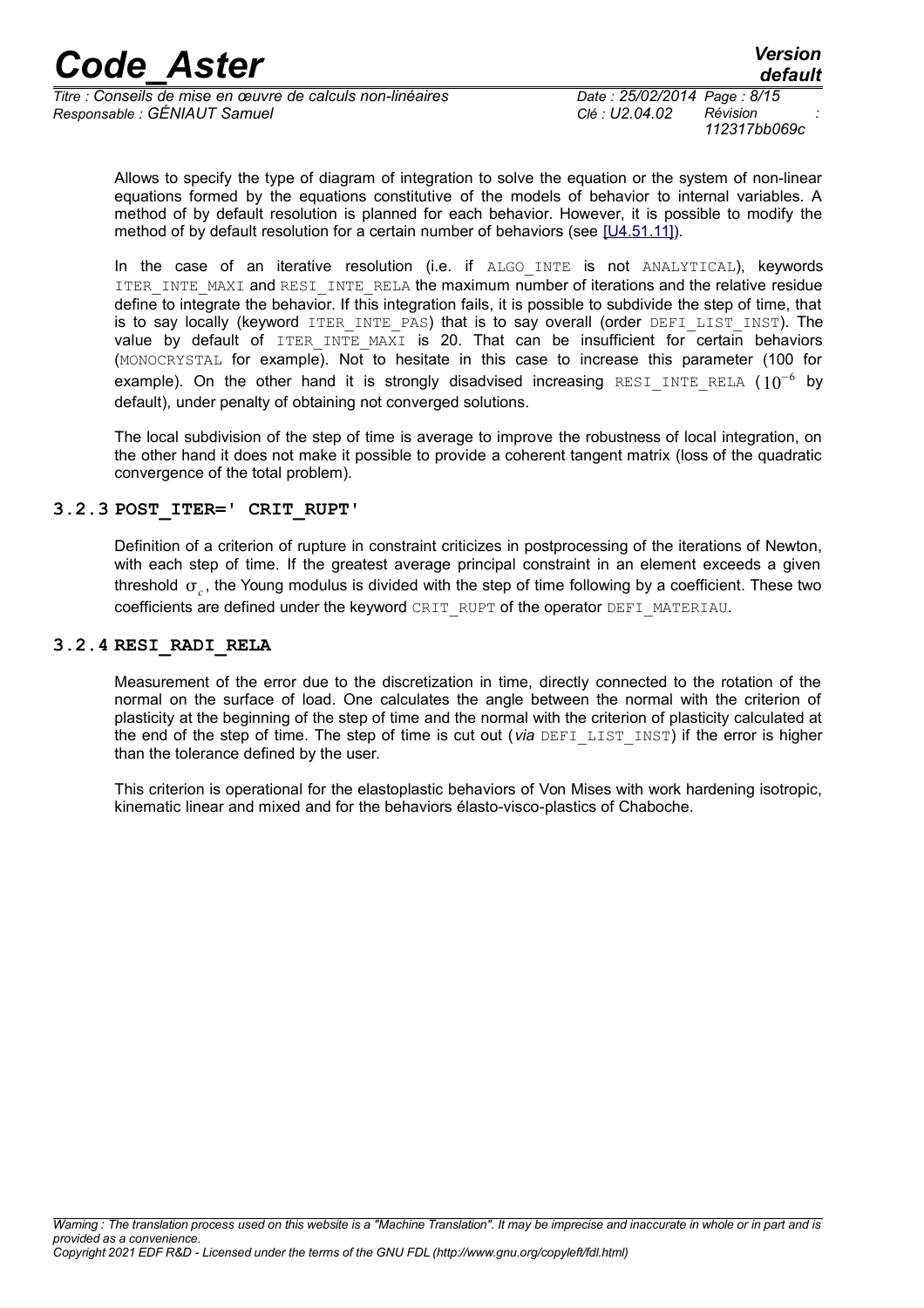Allows to specify the type of diagram of integration to solve the equation or the system of non-linear equations formed by the equations constitutive of the models of behavior to internal variables. A method of by default resolution is planned for each behavior. However, it is possible to modify the method of by default resolution for a certain number of behaviors (see [U4.51.11]).

In the case of an iterative resolution (i.e. if ALGO_INTE is not ANALYTICAL), keywords ITER_INTE_MAXI and RESI_INTE_RELA the maximum number of iterations and the relative residue define to integrate the behavior. If this integration fails, it is possible to subdivide the step of time, that is to say locally (keyword ITER_INTE_PAS) that is to say overall (order DEFI_LIST_INST). The value by default of ITER_INTE_MAXI is 20. That can be insufficient for certain behaviors (MONOCRYSTAL for example). Not to hesitate in this case to increase this parameter (100 for example). On the other hand it is strongly disadvised increasing RESI_INTE_RELA ($10^{-6}$ by default), under penalty of obtaining not converged solutions.

The local subdivision of the step of time is average to improve the robustness of local integration, on the other hand it does not make it possible to provide a coherent tangent matrix (loss of the quadratic convergence of the total problem).

### 3.2.3 POST_ITER=' CRIT_RUPT'

Definition of a criterion of rupture in constraint criticizes in postprocessing of the iterations of Newton, with each step of time. If the greatest average principal constraint in an element exceeds a given threshold $\sigma_c$, the Young modulus is divided with the step of time following by a coefficient. These two coefficients are defined under the keyword CRIT_RUPT of the operator DEFI_MATERIAU.

### 3.2.4 RESI_RADI_RELA

Measurement of the error due to the discretization in time, directly connected to the rotation of the normal on the surface of load. One calculates the angle between the normal with the criterion of plasticity at the beginning of the step of time and the normal with the criterion of plasticity calculated at the end of the step of time. The step of time is cut out (*via* DEFI_LIST_INST) if the error is higher than the tolerance defined by the user.

This criterion is operational for the elastoplastic behaviors of Von Mises with work hardening isotropic, kinematic linear and mixed and for the behaviors élasto-visco-plastics of Chaboche.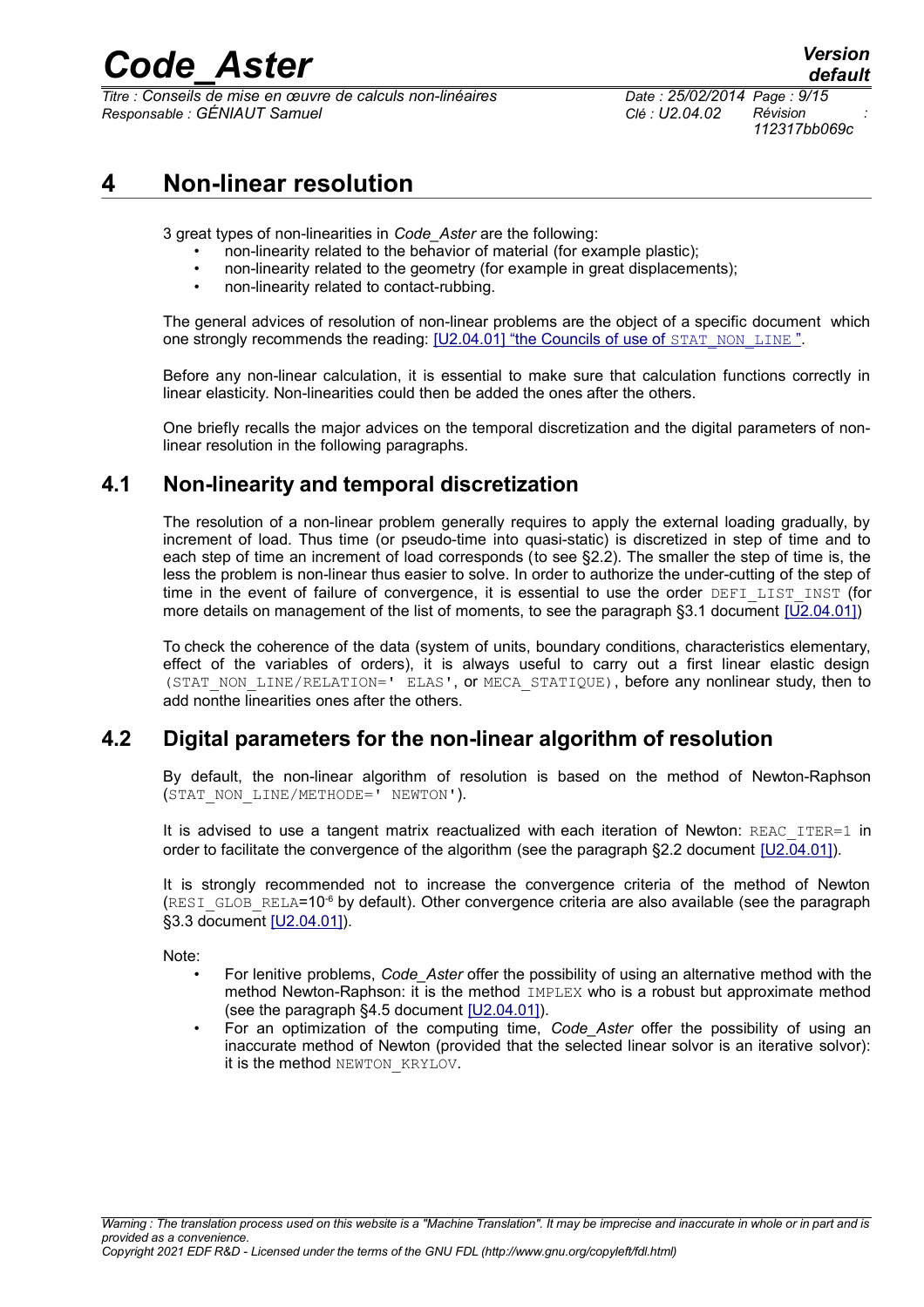# 4 Non-linear resolution

3 great types of non-linearities in *Code_Aster* are the following:

- non-linearity related to the behavior of material (for example plastic);
- non-linearity related to the geometry (for example in great displacements);
- non-linearity related to contact-rubbing.

The general advices of resolution of non-linear problems are the object of a specific document which one strongly recommends the reading: [U2.04.01] "the Councils of use of `STAT_NON_LINE` ".

Before any non-linear calculation, it is essential to make sure that calculation functions correctly in linear elasticity. Non-linearities could then be added the ones after the others.

One briefly recalls the major advices on the temporal discretization and the digital parameters of non-linear resolution in the following paragraphs.

## 4.1 Non-linearity and temporal discretization

The resolution of a non-linear problem generally requires to apply the external loading gradually, by increment of load. Thus time (or pseudo-time into quasi-static) is discretized in step of time and to each step of time an increment of load corresponds (to see §2.2). The smaller the step of time is, the less the problem is non-linear thus easier to solve. In order to authorize the under-cutting of the step of time in the event of failure of convergence, it is essential to use the order `DEFI_LIST_INST` (for more details on management of the list of moments, to see the paragraph §3.1 document [U2.04.01])

To check the coherence of the data (system of units, boundary conditions, characteristics elementary, effect of the variables of orders), it is always useful to carry out a first linear elastic design (`STAT_NON_LINE/RELATION=' ELAS'`, or `MECA_STATIQUE`), before any nonlinear study, then to add nonthe linearities ones after the others.

## 4.2 Digital parameters for the non-linear algorithm of resolution

By default, the non-linear algorithm of resolution is based on the method of Newton-Raphson (`STAT_NON_LINE/METHODE=' NEWTON'`).

It is advised to use a tangent matrix reactualized with each iteration of Newton: `REAC_ITER=1` in order to facilitate the convergence of the algorithm (see the paragraph §2.2 document [U2.04.01]).

It is strongly recommended not to increase the convergence criteria of the method of Newton (`RESI_GLOB_RELA`=$10^{-6}$ by default). Other convergence criteria are also available (see the paragraph §3.3 document [U2.04.01]).

Note:

- For lenitive problems, *Code_Aster* offer the possibility of using an alternative method with the method Newton-Raphson: it is the method `IMPLEX` who is a robust but approximate method (see the paragraph §4.5 document [U2.04.01]).
- For an optimization of the computing time, *Code_Aster* offer the possibility of using an inaccurate method of Newton (provided that the selected linear solvor is an iterative solvor): it is the method `NEWTON_KRYLOV`.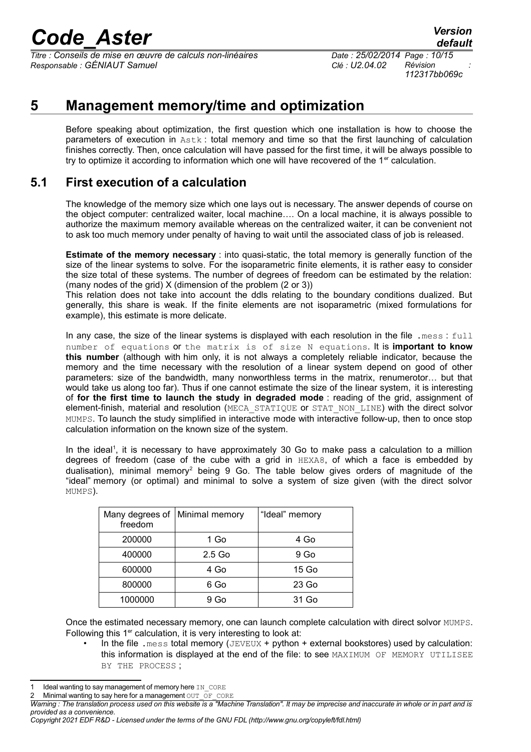# 5 Management memory/time and optimization

Before speaking about optimization, the first question which one installation is how to choose the parameters of execution in `Astk` : total memory and time so that the first launching of calculation finishes correctly. Then, once calculation will have passed for the first time, it will be always possible to try to optimize it according to information which one will have recovered of the 1er calculation.

## 5.1 First execution of a calculation

The knowledge of the memory size which one lays out is necessary. The answer depends of course on the object computer: centralized waiter, local machine…. On a local machine, it is always possible to authorize the maximum memory available whereas on the centralized waiter, it can be convenient not to ask too much memory under penalty of having to wait until the associated class of job is released.

**Estimate of the memory necessary** : into quasi-static, the total memory is generally function of the size of the linear systems to solve. For the isoparametric finite elements, it is rather easy to consider the size total of these systems. The number of degrees of freedom can be estimated by the relation: (many nodes of the grid) X (dimension of the problem (2 or 3))
This relation does not take into account the ddls relating to the boundary conditions dualized. But generally, this share is weak. If the finite elements are not isoparametric (mixed formulations for example), this estimate is more delicate.

In any case, the size of the linear systems is displayed with each resolution in the file `.mess` : `full number of equations` or `the matrix is of size N equations`. It is **important to know this number** (although with him only, it is not always a completely reliable indicator, because the memory and the time necessary with the resolution of a linear system depend on good of other parameters: size of the bandwidth, many nonworthless terms in the matrix, renumerotor… but that would take us along too far). Thus if one cannot estimate the size of the linear system, it is interesting of **for the first time to launch the study in degraded mode** : reading of the grid, assignment of element-finish, material and resolution (`MECA_STATIQUE` or `STAT_NON_LINE`) with the direct solvor `MUMPS`. To launch the study simplified in interactive mode with interactive follow-up, then to once stop calculation information on the known size of the system.

In the ideal[1], it is necessary to have approximately 30 Go to make pass a calculation to a million degrees of freedom (case of the cube with a grid in `HEXA8`, of which a face is embedded by dualisation), minimal memory[2] being 9 Go. The table below gives orders of magnitude of the "ideal" memory (or optimal) and minimal to solve a system of size given (with the direct solvor `MUMPS`).

| Many degrees of freedom | Minimal memory | "Ideal" memory |
|---|---|---|
| 200000 | 1 Go | 4 Go |
| 400000 | 2.5 Go | 9 Go |
| 600000 | 4 Go | 15 Go |
| 800000 | 6 Go | 23 Go |
| 1000000 | 9 Go | 31 Go |

Once the estimated necessary memory, one can launch complete calculation with direct solvor `MUMPS`. Following this 1er calculation, it is very interesting to look at:

- In the file `.mess` total memory (`JEVEUX` + python + external bookstores) used by calculation: this information is displayed at the end of the file: to see `MAXIMUM OF MEMORY UTILISEE BY THE PROCESS` ;

[1] Ideal wanting to say management of memory here `IN_CORE`
[2] Minimal wanting to say here for a management `OUT_OF_CORE`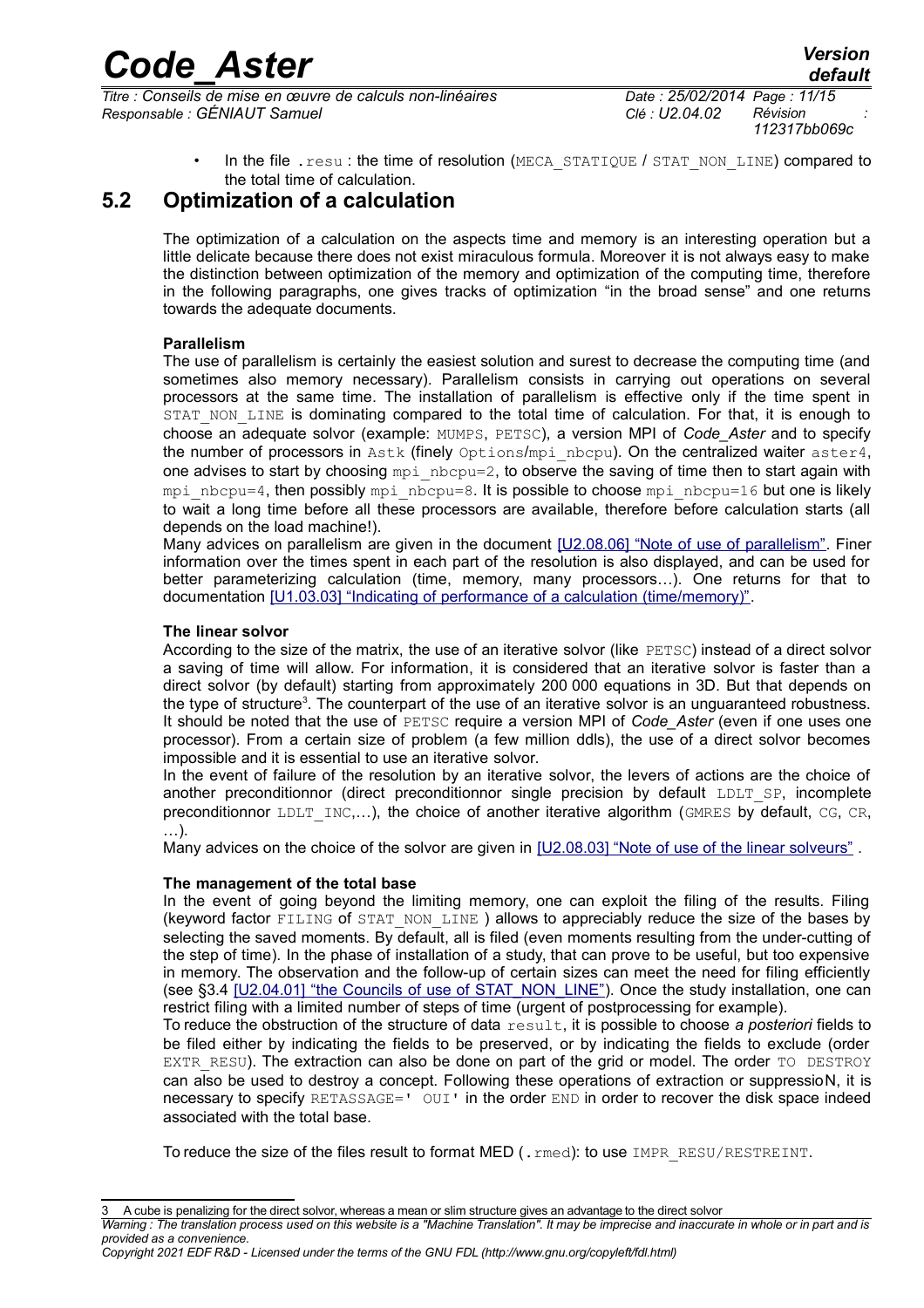- In the file `.resu` : the time of resolution (`MECA_STATIQUE` / `STAT_NON_LINE`) compared to the total time of calculation.

## 5.2 Optimization of a calculation

The optimization of a calculation on the aspects time and memory is an interesting operation but a little delicate because there does not exist miraculous formula. Moreover it is not always easy to make the distinction between optimization of the memory and optimization of the computing time, therefore in the following paragraphs, one gives tracks of optimization "in the broad sense" and one returns towards the adequate documents.

**Parallelism**

The use of parallelism is certainly the easiest solution and surest to decrease the computing time (and sometimes also memory necessary). Parallelism consists in carrying out operations on several processors at the same time. The installation of parallelism is effective only if the time spent in `STAT_NON_LINE` is dominating compared to the total time of calculation. For that, it is enough to choose an adequate solvor (example: `MUMPS`, `PETSC`), a version MPI of *Code_Aster* and to specify the number of processors in `Astk` (finely `Options`/`mpi_nbcpu`). On the centralized waiter `aster4`, one advises to start by choosing `mpi_nbcpu=2`, to observe the saving of time then to start again with `mpi_nbcpu=4`, then possibly `mpi_nbcpu=8`. It is possible to choose `mpi_nbcpu=16` but one is likely to wait a long time before all these processors are available, therefore before calculation starts (all depends on the load machine!).

Many advices on parallelism are given in the document [U2.08.06] "Note of use of parallelism". Finer information over the times spent in each part of the resolution is also displayed, and can be used for better parameterizing calculation (time, memory, many processors…). One returns for that to documentation [U1.03.03] "Indicating of performance of a calculation (time/memory)".

**The linear solvor**

According to the size of the matrix, the use of an iterative solvor (like `PETSC`) instead of a direct solvor a saving of time will allow. For information, it is considered that an iterative solvor is faster than a direct solvor (by default) starting from approximately 200 000 equations in 3D. But that depends on the type of structure[3]. The counterpart of the use of an iterative solvor is an unguaranteed robustness. It should be noted that the use of `PETSC` require a version MPI of *Code_Aster* (even if one uses one processor). From a certain size of problem (a few million ddls), the use of a direct solvor becomes impossible and it is essential to use an iterative solvor.

In the event of failure of the resolution by an iterative solvor, the levers of actions are the choice of another preconditionnor (direct preconditionnor single precision by default `LDLT_SP`, incomplete preconditionnor `LDLT_INC`,…), the choice of another iterative algorithm (`GMRES` by default, `CG`, `CR`, …).

Many advices on the choice of the solvor are given in [U2.08.03] "Note of use of the linear solveurs" .

**The management of the total base**

In the event of going beyond the limiting memory, one can exploit the filing of the results. Filing (keyword factor `FILING` of `STAT_NON_LINE` ) allows to appreciably reduce the size of the bases by selecting the saved moments. By default, all is filed (even moments resulting from the under-cutting of the step of time). In the phase of installation of a study, that can prove to be useful, but too expensive in memory. The observation and the follow-up of certain sizes can meet the need for filing efficiently (see §3.4 [U2.04.01] "the Councils of use of STAT_NON_LINE"). Once the study installation, one can restrict filing with a limited number of steps of time (urgent of postprocessing for example).

To reduce the obstruction of the structure of data `result`, it is possible to choose *a posteriori* fields to be filed either by indicating the fields to be preserved, or by indicating the fields to exclude (order `EXTR_RESU`). The extraction can also be done on part of the grid or model. The order `TO DESTROY` can also be used to destroy a concept. Following these operations of extraction or suppressioN, it is necessary to specify `RETASSAGE=' OUI'` in the order `END` in order to recover the disk space indeed associated with the total base.

To reduce the size of the files result to format MED (`.rmed`): to use `IMPR_RESU/RESTREINT`.

---

[3] A cube is penalizing for the direct solvor, whereas a mean or slim structure gives an advantage to the direct solvor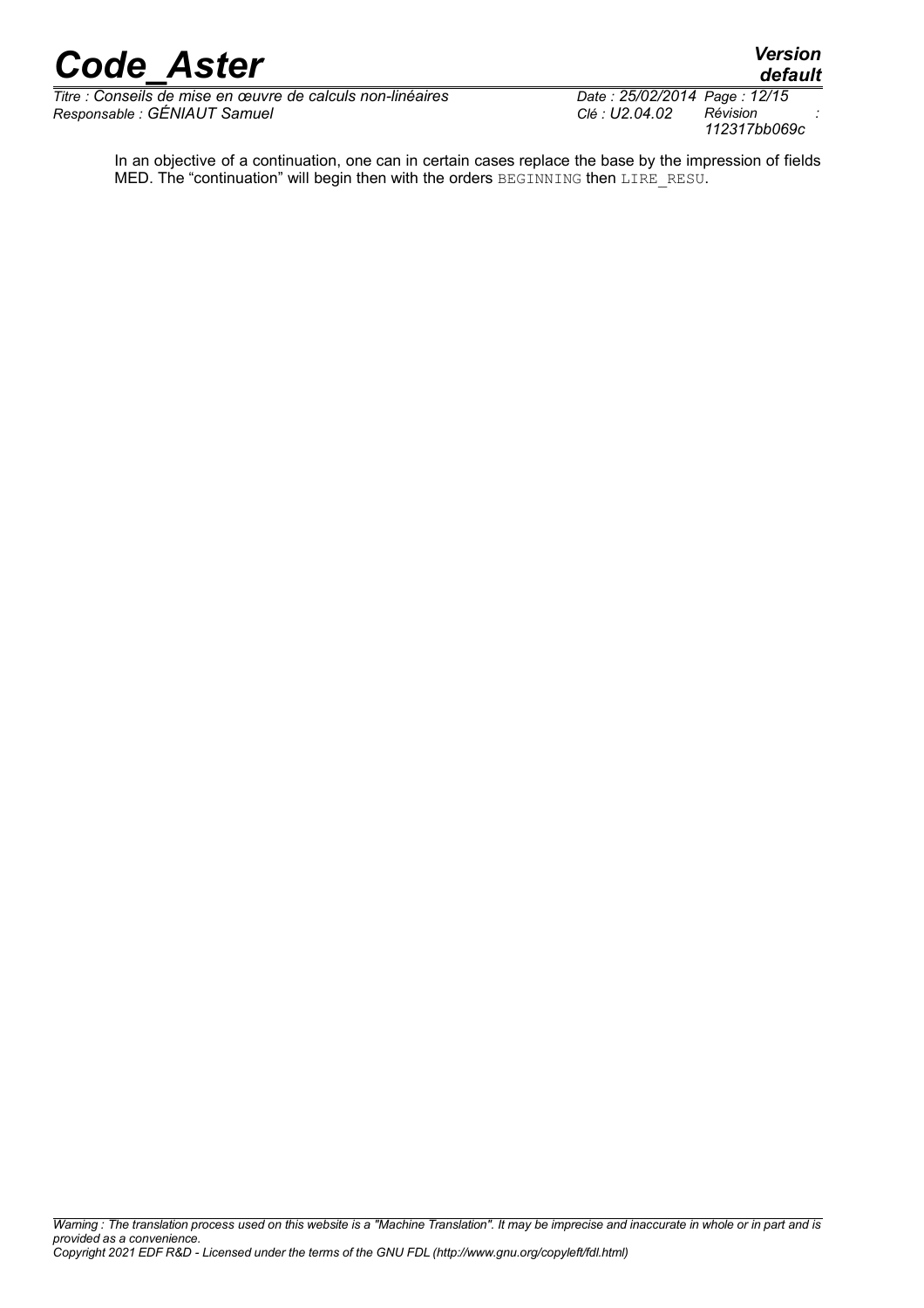In an objective of a continuation, one can in certain cases replace the base by the impression of fields MED. The “continuation” will begin then with the orders `BEGINNING` then `LIRE_RESU`.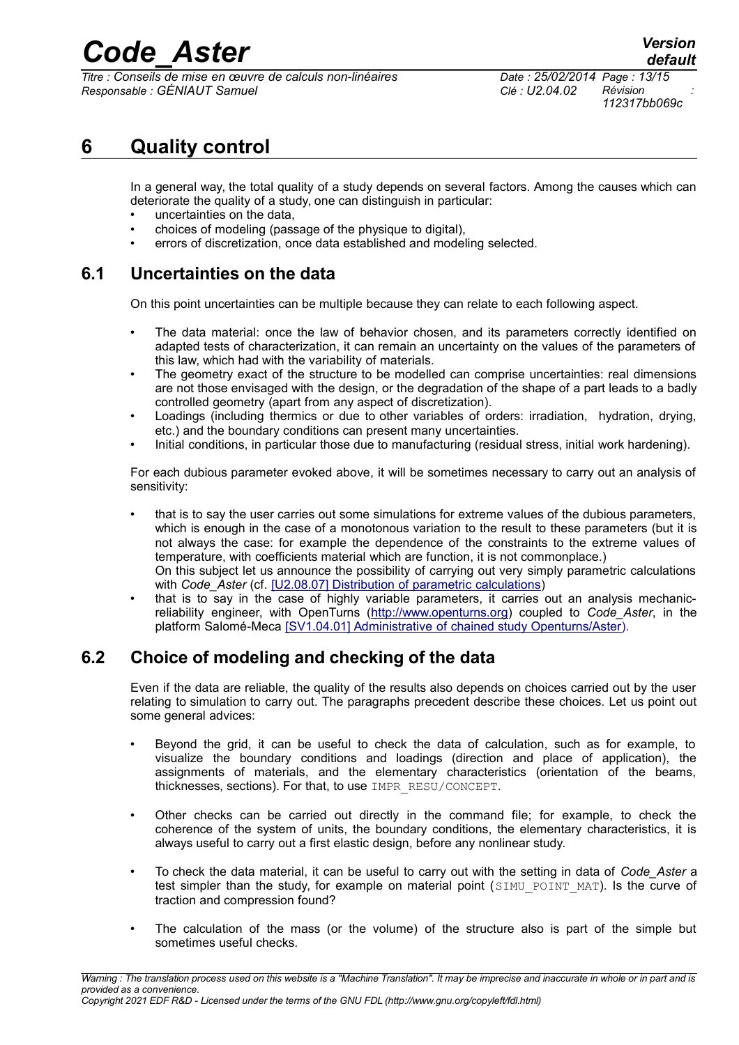# 6 Quality control

In a general way, the total quality of a study depends on several factors. Among the causes which can deteriorate the quality of a study, one can distinguish in particular:

- uncertainties on the data,
- choices of modeling (passage of the physique to digital),
- errors of discretization, once data established and modeling selected.

## 6.1 Uncertainties on the data

On this point uncertainties can be multiple because they can relate to each following aspect.

- The data material: once the law of behavior chosen, and its parameters correctly identified on adapted tests of characterization, it can remain an uncertainty on the values of the parameters of this law, which had with the variability of materials.
- The geometry exact of the structure to be modelled can comprise uncertainties: real dimensions are not those envisaged with the design, or the degradation of the shape of a part leads to a badly controlled geometry (apart from any aspect of discretization).
- Loadings (including thermics or due to other variables of orders: irradiation, hydration, drying, etc.) and the boundary conditions can present many uncertainties.
- Initial conditions, in particular those due to manufacturing (residual stress, initial work hardening).

For each dubious parameter evoked above, it will be sometimes necessary to carry out an analysis of sensitivity:

- that is to say the user carries out some simulations for extreme values of the dubious parameters, which is enough in the case of a monotonous variation to the result to these parameters (but it is not always the case: for example the dependence of the constraints to the extreme values of temperature, with coefficients material which are function, it is not commonplace.)
  On this subject let us announce the possibility of carrying out very simply parametric calculations with *Code_Aster* (cf. [U2.08.07] Distribution of parametric calculations)
- that is to say in the case of highly variable parameters, it carries out an analysis mechanic-reliability engineer, with OpenTurns (http://www.openturns.org) coupled to *Code_Aster*, in the platform Salomé-Meca [SV1.04.01] Administrative of chained study Openturns/Aster).

## 6.2 Choice of modeling and checking of the data

Even if the data are reliable, the quality of the results also depends on choices carried out by the user relating to simulation to carry out. The paragraphs precedent describe these choices. Let us point out some general advices:

- Beyond the grid, it can be useful to check the data of calculation, such as for example, to visualize the boundary conditions and loadings (direction and place of application), the assignments of materials, and the elementary characteristics (orientation of the beams, thicknesses, sections). For that, to use `IMPR_RESU/CONCEPT`.

- Other checks can be carried out directly in the command file; for example, to check the coherence of the system of units, the boundary conditions, the elementary characteristics, it is always useful to carry out a first elastic design, before any nonlinear study.

- To check the data material, it can be useful to carry out with the setting in data of *Code_Aster* a test simpler than the study, for example on material point (`SIMU_POINT_MAT`). Is the curve of traction and compression found?

- The calculation of the mass (or the volume) of the structure also is part of the simple but sometimes useful checks.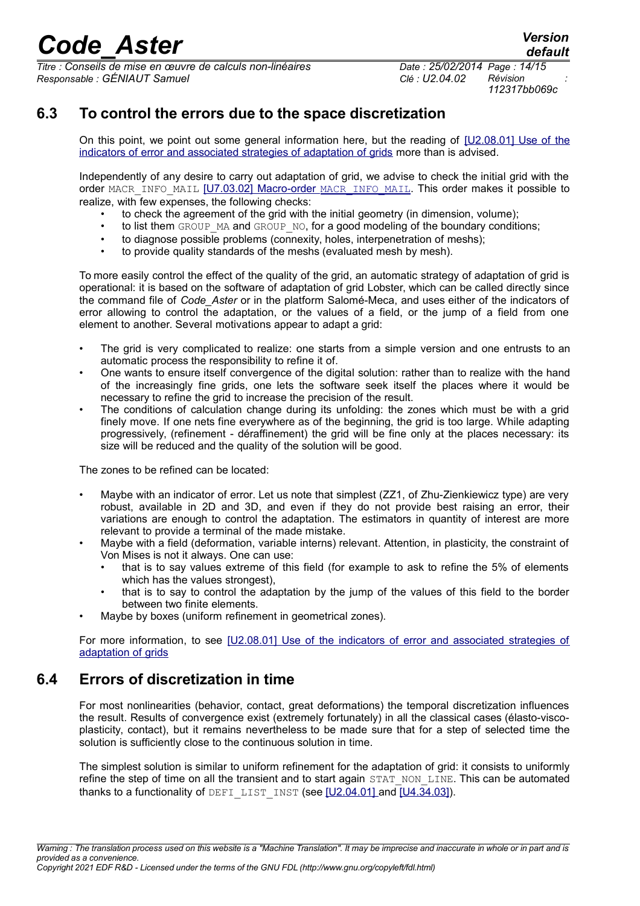## 6.3 To control the errors due to the space discretization

On this point, we point out some general information here, but the reading of [U2.08.01] Use of the indicators of error and associated strategies of adaptation of grids more than is advised.

Independently of any desire to carry out adaptation of grid, we advise to check the initial grid with the order MACR_INFO_MAIL [U7.03.02] Macro-order MACR_INFO_MAIL. This order makes it possible to realize, with few expenses, the following checks:

- to check the agreement of the grid with the initial geometry (in dimension, volume);
- to list them GROUP_MA and GROUP_NO, for a good modeling of the boundary conditions;
- to diagnose possible problems (connexity, holes, interpenetration of meshs);
- to provide quality standards of the meshs (evaluated mesh by mesh).

To more easily control the effect of the quality of the grid, an automatic strategy of adaptation of grid is operational: it is based on the software of adaptation of grid Lobster, which can be called directly since the command file of *Code_Aster* or in the platform Salomé-Meca, and uses either of the indicators of error allowing to control the adaptation, or the values of a field, or the jump of a field from one element to another. Several motivations appear to adapt a grid:

- The grid is very complicated to realize: one starts from a simple version and one entrusts to an automatic process the responsibility to refine it of.
- One wants to ensure itself convergence of the digital solution: rather than to realize with the hand of the increasingly fine grids, one lets the software seek itself the places where it would be necessary to refine the grid to increase the precision of the result.
- The conditions of calculation change during its unfolding: the zones which must be with a grid finely move. If one nets fine everywhere as of the beginning, the grid is too large. While adapting progressively, (refinement - déraffinement) the grid will be fine only at the places necessary: its size will be reduced and the quality of the solution will be good.

The zones to be refined can be located:

- Maybe with an indicator of error. Let us note that simplest (ZZ1, of Zhu-Zienkiewicz type) are very robust, available in 2D and 3D, and even if they do not provide best raising an error, their variations are enough to control the adaptation. The estimators in quantity of interest are more relevant to provide a terminal of the made mistake.
- Maybe with a field (deformation, variable interns) relevant. Attention, in plasticity, the constraint of Von Mises is not it always. One can use:
  - that is to say values extreme of this field (for example to ask to refine the 5% of elements which has the values strongest),
  - that is to say to control the adaptation by the jump of the values of this field to the border between two finite elements.
- Maybe by boxes (uniform refinement in geometrical zones).

For more information, to see [U2.08.01] Use of the indicators of error and associated strategies of adaptation of grids

## 6.4 Errors of discretization in time

For most nonlinearities (behavior, contact, great deformations) the temporal discretization influences the result. Results of convergence exist (extremely fortunately) in all the classical cases (élasto-visco-plasticity, contact), but it remains nevertheless to be made sure that for a step of selected time the solution is sufficiently close to the continuous solution in time.

The simplest solution is similar to uniform refinement for the adaptation of grid: it consists to uniformly refine the step of time on all the transient and to start again STAT_NON_LINE. This can be automated thanks to a functionality of DEFI_LIST_INST (see [U2.04.01] and [U4.34.03]).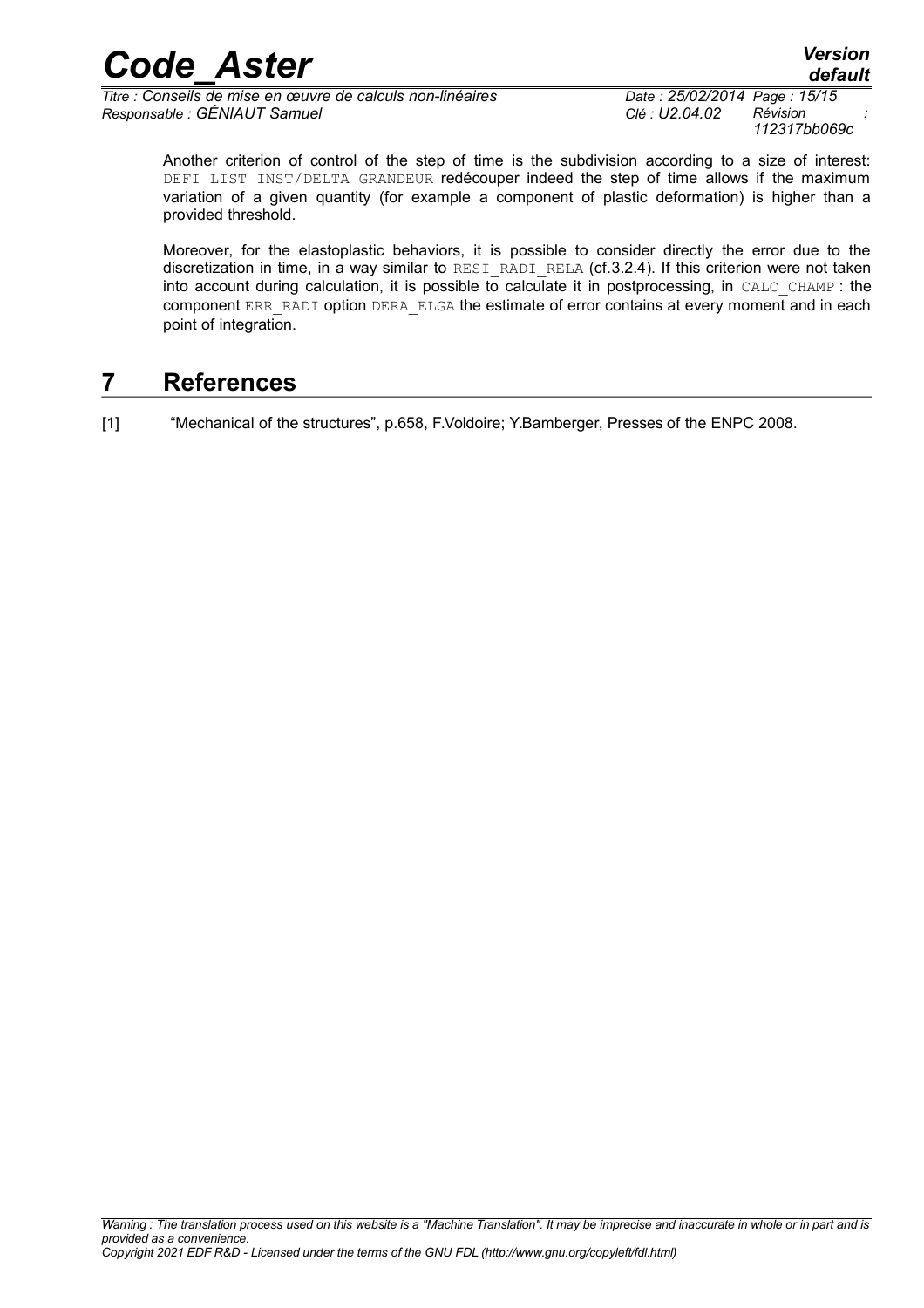Another criterion of control of the step of time is the subdivision according to a size of interest: DEFI_LIST_INST/DELTA_GRANDEUR redécouper indeed the step of time allows if the maximum variation of a given quantity (for example a component of plastic deformation) is higher than a provided threshold.

Moreover, for the elastoplastic behaviors, it is possible to consider directly the error due to the discretization in time, in a way similar to RESI_RADI_RELA (cf.3.2.4). If this criterion were not taken into account during calculation, it is possible to calculate it in postprocessing, in CALC_CHAMP : the component ERR_RADI option DERA_ELGA the estimate of error contains at every moment and in each point of integration.

# 7 References

[1] "Mechanical of the structures", p.658, F.Voldoire; Y.Bamberger, Presses of the ENPC 2008.